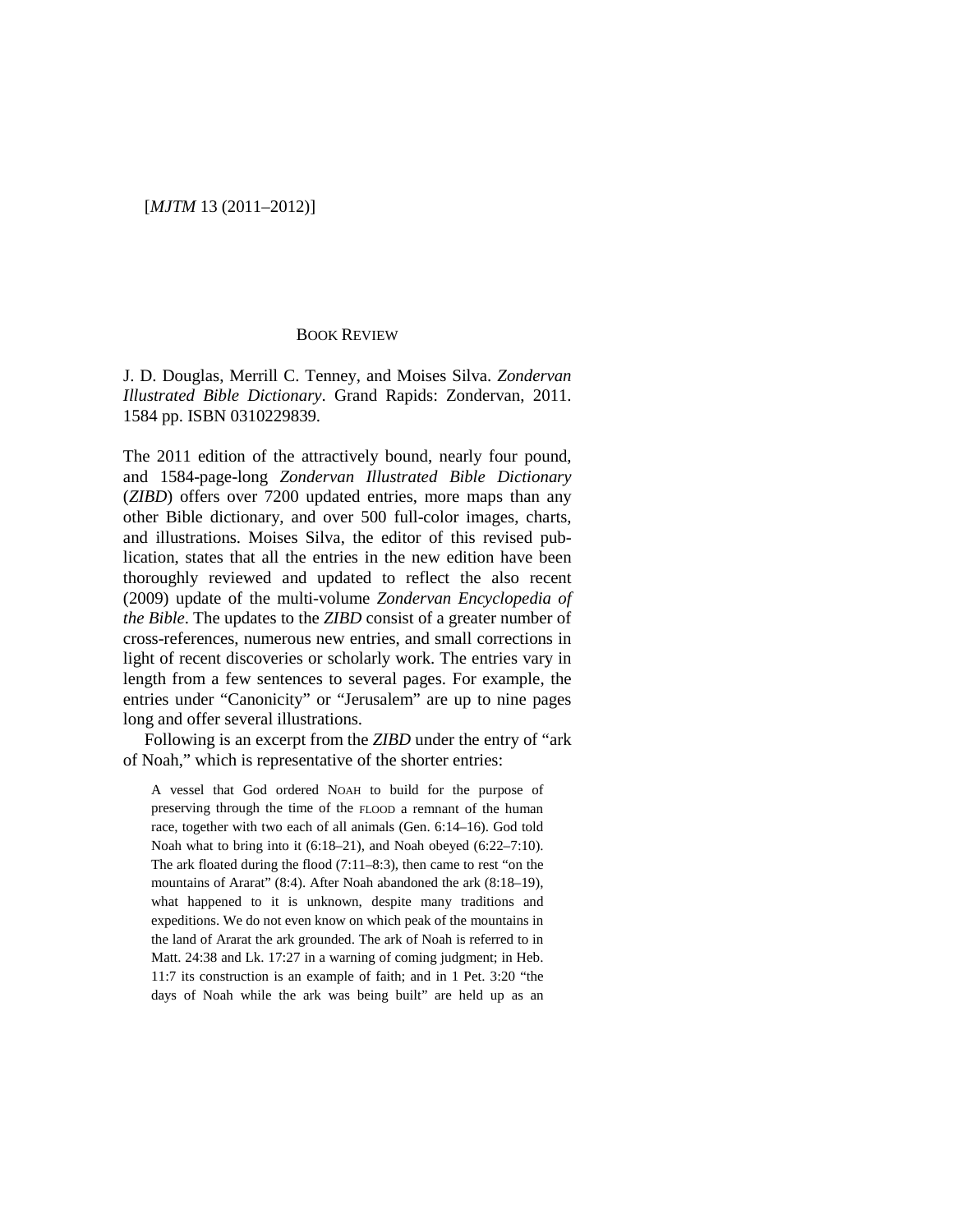BOOK REVIEW

J. D. Douglas, Merrill C. Tenney, and Moises Silva. *Zondervan Illustrated Bible Dictionary*. Grand Rapids: Zondervan, 2011. 1584 pp. ISBN 0310229839.

The 2011 edition of the attractively bound, nearly four pound, and 1584-page-long *Zondervan Illustrated Bible Dictionary* (*ZIBD*) offers over 7200 updated entries, more maps than any other Bible dictionary, and over 500 full-color images, charts, and illustrations. Moises Silva, the editor of this revised publication, states that all the entries in the new edition have been thoroughly reviewed and updated to reflect the also recent (2009) update of the multi-volume *Zondervan Encyclopedia of the Bible*. The updates to the *ZIBD* consist of a greater number of cross-references, numerous new entries, and small corrections in light of recent discoveries or scholarly work. The entries vary in length from a few sentences to several pages. For example, the entries under "Canonicity" or "Jerusalem" are up to nine pages long and offer several illustrations.

Following is an excerpt from the *ZIBD* under the entry of "ark of Noah," which is representative of the shorter entries:

> A vessel that God ordered NOAH to build for the purpose of preserving through the time of the FLOOD a remnant of the human race, together with two each of all animals (Gen. 6:14–16). God told Noah what to bring into it (6:18–21), and Noah obeyed (6:22–7:10). The ark floated during the flood (7:11–8:3), then came to rest "on the mountains of Ararat" (8:4). After Noah abandoned the ark (8:18–19), what happened to it is unknown, despite many traditions and expeditions. We do not even know on which peak of the mountains in the land of Ararat the ark grounded. The ark of Noah is referred to in Matt. 24:38 and Lk. 17:27 in a warning of coming judgment; in Heb. 11:7 its construction is an example of faith; and in 1 Pet. 3:20 "the days of Noah while the ark was being built" are held up as an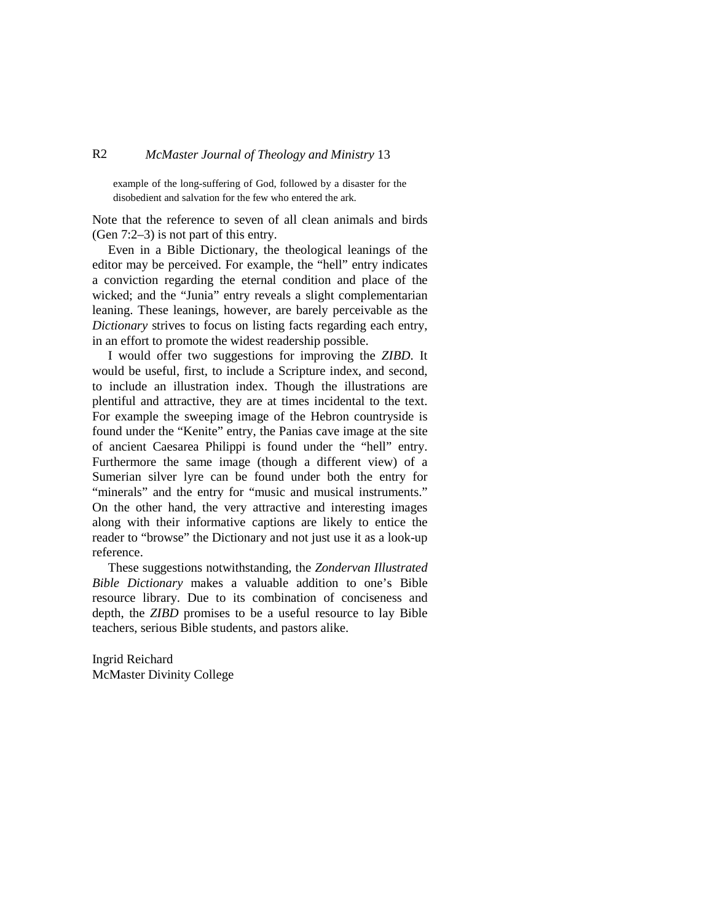> example of the long-suffering of God, followed by a disaster for the disobedient and salvation for the few who entered the ark.

Note that the reference to seven of all clean animals and birds (Gen 7:2–3) is not part of this entry.

Even in a Bible Dictionary, the theological leanings of the editor may be perceived. For example, the "hell" entry indicates a conviction regarding the eternal condition and place of the wicked; and the "Junia" entry reveals a slight complementarian leaning. These leanings, however, are barely perceivable as the *Dictionary* strives to focus on listing facts regarding each entry, in an effort to promote the widest readership possible.

I would offer two suggestions for improving the *ZIBD*. It would be useful, first, to include a Scripture index, and second, to include an illustration index. Though the illustrations are plentiful and attractive, they are at times incidental to the text. For example the sweeping image of the Hebron countryside is found under the "Kenite" entry, the Panias cave image at the site of ancient Caesarea Philippi is found under the "hell" entry. Furthermore the same image (though a different view) of a Sumerian silver lyre can be found under both the entry for "minerals" and the entry for "music and musical instruments." On the other hand, the very attractive and interesting images along with their informative captions are likely to entice the reader to "browse" the Dictionary and not just use it as a look-up reference.

These suggestions notwithstanding, the *Zondervan Illustrated Bible Dictionary* makes a valuable addition to one's Bible resource library. Due to its combination of conciseness and depth, the *ZIBD* promises to be a useful resource to lay Bible teachers, serious Bible students, and pastors alike.

Ingrid Reichard
McMaster Divinity College